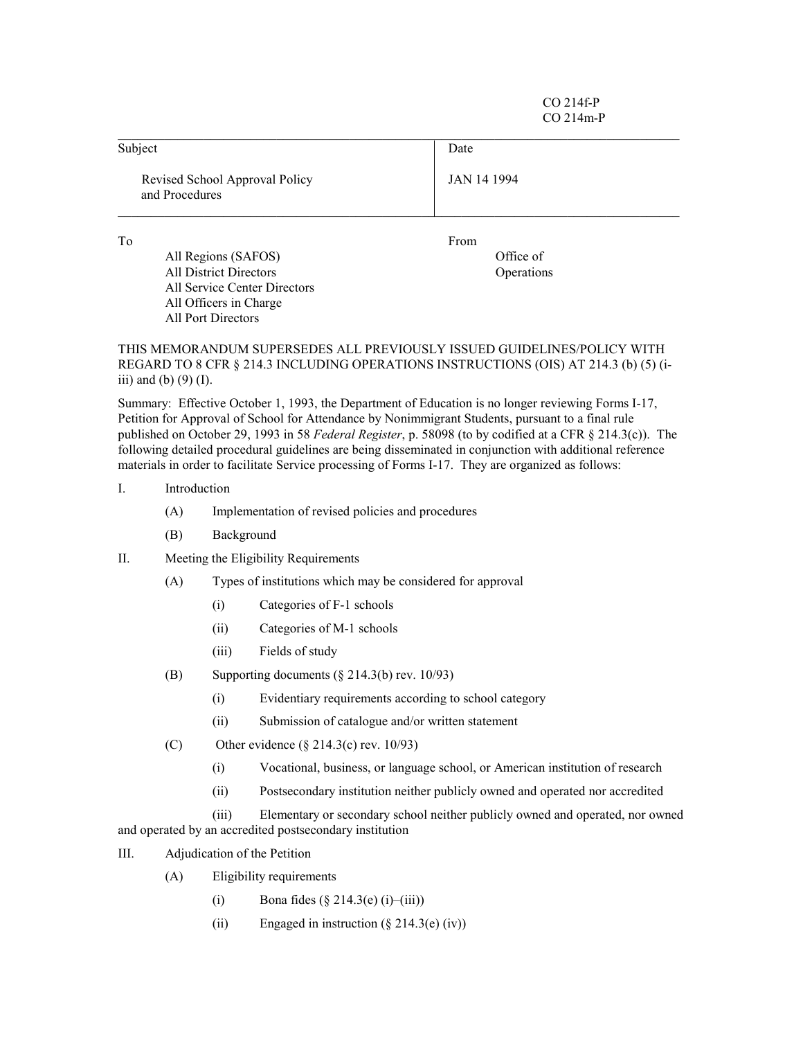CO 214f-P
CO 214m-P

| Subject | Date |
|---|---|
| Revised School Approval Policy and Procedures | JAN 14 1994 |

| To | From |
|---|---|
| All Regions (SAFOS)<br>All District Directors<br>All Service Center Directors<br>All Officers in Charge<br>All Port Directors | Office of Operations |

THIS MEMORANDUM SUPERSEDES ALL PREVIOUSLY ISSUED GUIDELINES/POLICY WITH REGARD TO 8 CFR § 214.3 INCLUDING OPERATIONS INSTRUCTIONS (OIS) AT 214.3 (b) (5) (i-iii) and (b) (9) (I).

Summary: Effective October 1, 1993, the Department of Education is no longer reviewing Forms I-17, Petition for Approval of School for Attendance by Nonimmigrant Students, pursuant to a final rule published on October 29, 1993 in 58 *Federal Register*, p. 58098 (to by codified at a CFR § 214.3(c)). The following detailed procedural guidelines are being disseminated in conjunction with additional reference materials in order to facilitate Service processing of Forms I-17. They are organized as follows:

- I. Introduction
  - (A) Implementation of revised policies and procedures
  - (B) Background
- II. Meeting the Eligibility Requirements
  - (A) Types of institutions which may be considered for approval
    - (i) Categories of F-1 schools
    - (ii) Categories of M-1 schools
    - (iii) Fields of study
  - (B) Supporting documents (§ 214.3(b) rev. 10/93)
    - (i) Evidentiary requirements according to school category
    - (ii) Submission of catalogue and/or written statement
  - (C) Other evidence (§ 214.3(c) rev. 10/93)
    - (i) Vocational, business, or language school, or American institution of research
    - (ii) Postsecondary institution neither publicly owned and operated nor accredited
    - (iii) Elementary or secondary school neither publicly owned and operated, nor owned and operated by an accredited postsecondary institution
- III. Adjudication of the Petition
  - (A) Eligibility requirements
    - (i) Bona fides (§ 214.3(e) (i)–(iii))
    - (ii) Engaged in instruction (§ 214.3(e) (iv))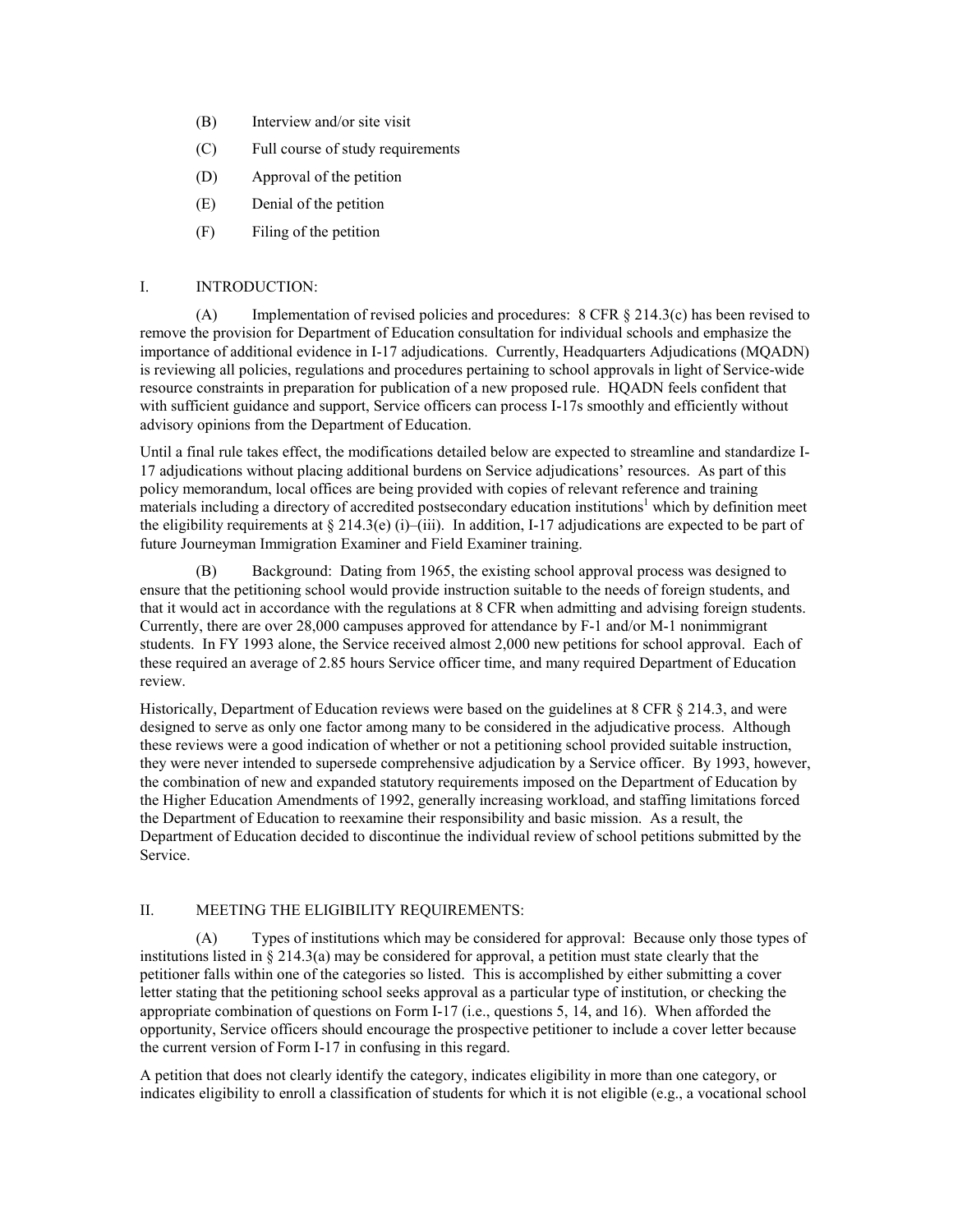(B) Interview and/or site visit

(C) Full course of study requirements

(D) Approval of the petition

(E) Denial of the petition

(F) Filing of the petition

## I. INTRODUCTION:

(A) Implementation of revised policies and procedures: 8 CFR § 214.3(c) has been revised to remove the provision for Department of Education consultation for individual schools and emphasize the importance of additional evidence in I-17 adjudications. Currently, Headquarters Adjudications (MQADN) is reviewing all policies, regulations and procedures pertaining to school approvals in light of Service-wide resource constraints in preparation for publication of a new proposed rule. HQADN feels confident that with sufficient guidance and support, Service officers can process I-17s smoothly and efficiently without advisory opinions from the Department of Education.

Until a final rule takes effect, the modifications detailed below are expected to streamline and standardize I-17 adjudications without placing additional burdens on Service adjudications' resources. As part of this policy memorandum, local offices are being provided with copies of relevant reference and training materials including a directory of accredited postsecondary education institutions[1] which by definition meet the eligibility requirements at § 214.3(e) (i)–(iii). In addition, I-17 adjudications are expected to be part of future Journeyman Immigration Examiner and Field Examiner training.

(B) Background: Dating from 1965, the existing school approval process was designed to ensure that the petitioning school would provide instruction suitable to the needs of foreign students, and that it would act in accordance with the regulations at 8 CFR when admitting and advising foreign students. Currently, there are over 28,000 campuses approved for attendance by F-1 and/or M-1 nonimmigrant students. In FY 1993 alone, the Service received almost 2,000 new petitions for school approval. Each of these required an average of 2.85 hours Service officer time, and many required Department of Education review.

Historically, Department of Education reviews were based on the guidelines at 8 CFR § 214.3, and were designed to serve as only one factor among many to be considered in the adjudicative process. Although these reviews were a good indication of whether or not a petitioning school provided suitable instruction, they were never intended to supersede comprehensive adjudication by a Service officer. By 1993, however, the combination of new and expanded statutory requirements imposed on the Department of Education by the Higher Education Amendments of 1992, generally increasing workload, and staffing limitations forced the Department of Education to reexamine their responsibility and basic mission. As a result, the Department of Education decided to discontinue the individual review of school petitions submitted by the Service.

## II. MEETING THE ELIGIBILITY REQUIREMENTS:

(A) Types of institutions which may be considered for approval: Because only those types of institutions listed in § 214.3(a) may be considered for approval, a petition must state clearly that the petitioner falls within one of the categories so listed. This is accomplished by either submitting a cover letter stating that the petitioning school seeks approval as a particular type of institution, or checking the appropriate combination of questions on Form I-17 (i.e., questions 5, 14, and 16). When afforded the opportunity, Service officers should encourage the prospective petitioner to include a cover letter because the current version of Form I-17 in confusing in this regard.

A petition that does not clearly identify the category, indicates eligibility in more than one category, or indicates eligibility to enroll a classification of students for which it is not eligible (e.g., a vocational school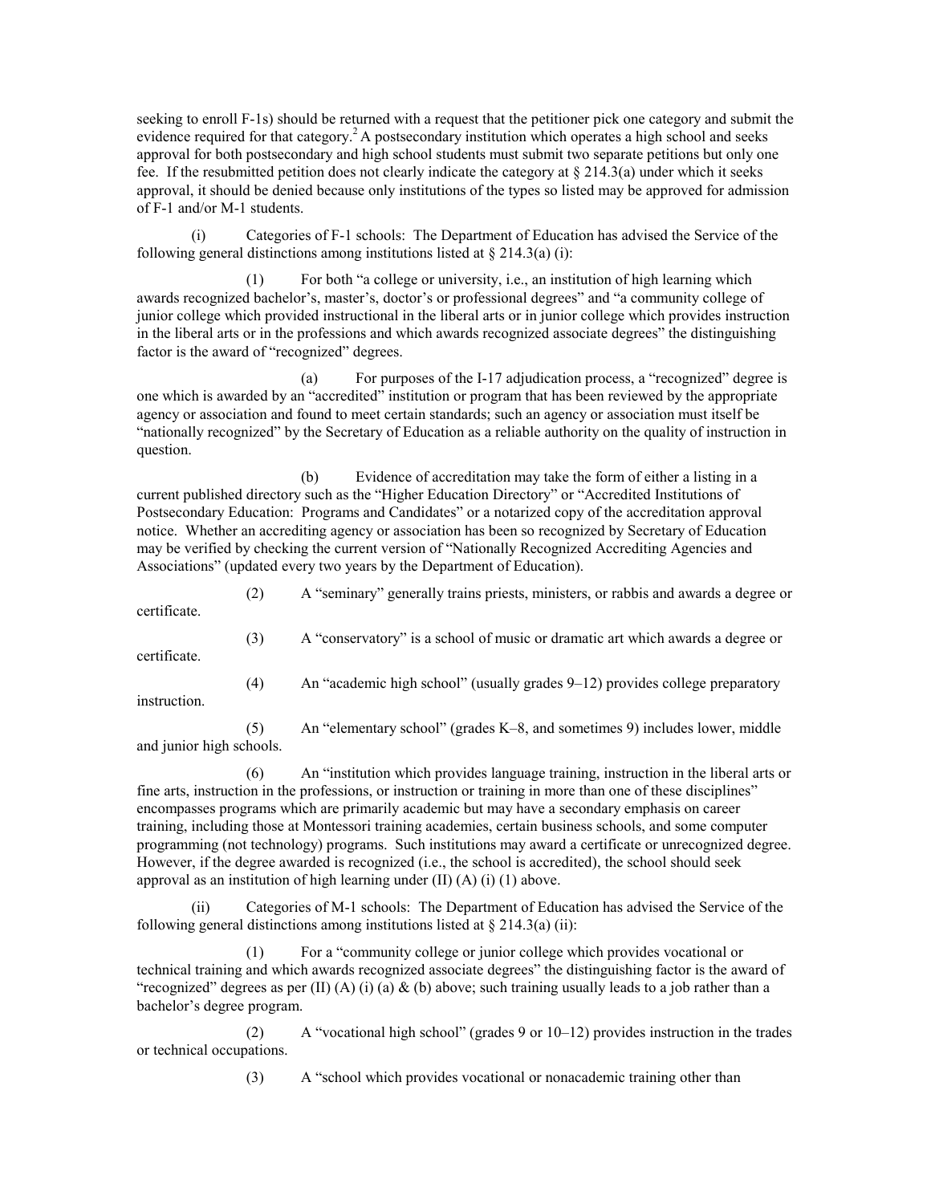seeking to enroll F-1s) should be returned with a request that the petitioner pick one category and submit the evidence required for that category.[2] A postsecondary institution which operates a high school and seeks approval for both postsecondary and high school students must submit two separate petitions but only one fee. If the resubmitted petition does not clearly indicate the category at § 214.3(a) under which it seeks approval, it should be denied because only institutions of the types so listed may be approved for admission of F-1 and/or M-1 students.

(i) Categories of F-1 schools: The Department of Education has advised the Service of the following general distinctions among institutions listed at § 214.3(a) (i):

(1) For both "a college or university, i.e., an institution of high learning which awards recognized bachelor's, master's, doctor's or professional degrees" and "a community college of junior college which provided instructional in the liberal arts or in junior college which provides instruction in the liberal arts or in the professions and which awards recognized associate degrees" the distinguishing factor is the award of "recognized" degrees.

(a) For purposes of the I-17 adjudication process, a "recognized" degree is one which is awarded by an "accredited" institution or program that has been reviewed by the appropriate agency or association and found to meet certain standards; such an agency or association must itself be "nationally recognized" by the Secretary of Education as a reliable authority on the quality of instruction in question.

(b) Evidence of accreditation may take the form of either a listing in a current published directory such as the "Higher Education Directory" or "Accredited Institutions of Postsecondary Education: Programs and Candidates" or a notarized copy of the accreditation approval notice. Whether an accrediting agency or association has been so recognized by Secretary of Education may be verified by checking the current version of "Nationally Recognized Accrediting Agencies and Associations" (updated every two years by the Department of Education).

(2) A "seminary" generally trains priests, ministers, or rabbis and awards a degree or certificate.

(3) A "conservatory" is a school of music or dramatic art which awards a degree or certificate.

(4) An "academic high school" (usually grades 9–12) provides college preparatory instruction.

(5) An "elementary school" (grades K–8, and sometimes 9) includes lower, middle and junior high schools.

(6) An "institution which provides language training, instruction in the liberal arts or fine arts, instruction in the professions, or instruction or training in more than one of these disciplines" encompasses programs which are primarily academic but may have a secondary emphasis on career training, including those at Montessori training academies, certain business schools, and some computer programming (not technology) programs. Such institutions may award a certificate or unrecognized degree. However, if the degree awarded is recognized (i.e., the school is accredited), the school should seek approval as an institution of high learning under (II) (A) (i) (1) above.

(ii) Categories of M-1 schools: The Department of Education has advised the Service of the following general distinctions among institutions listed at § 214.3(a) (ii):

(1) For a "community college or junior college which provides vocational or technical training and which awards recognized associate degrees" the distinguishing factor is the award of "recognized" degrees as per (II) (A) (i) (a) & (b) above; such training usually leads to a job rather than a bachelor's degree program.

(2) A "vocational high school" (grades 9 or 10–12) provides instruction in the trades or technical occupations.

(3) A "school which provides vocational or nonacademic training other than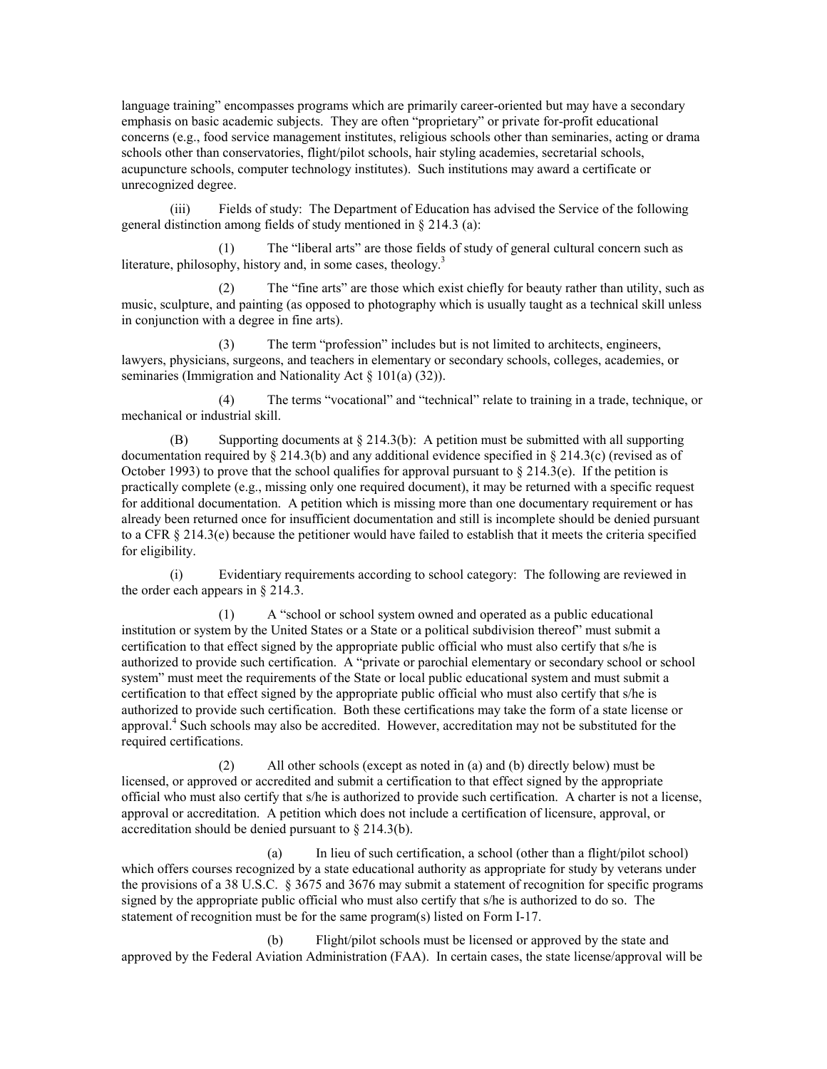language training" encompasses programs which are primarily career-oriented but may have a secondary emphasis on basic academic subjects. They are often "proprietary" or private for-profit educational concerns (e.g., food service management institutes, religious schools other than seminaries, acting or drama schools other than conservatories, flight/pilot schools, hair styling academies, secretarial schools, acupuncture schools, computer technology institutes). Such institutions may award a certificate or unrecognized degree.

(iii) Fields of study: The Department of Education has advised the Service of the following general distinction among fields of study mentioned in § 214.3 (a):

(1) The "liberal arts" are those fields of study of general cultural concern such as literature, philosophy, history and, in some cases, theology.[3]

(2) The "fine arts" are those which exist chiefly for beauty rather than utility, such as music, sculpture, and painting (as opposed to photography which is usually taught as a technical skill unless in conjunction with a degree in fine arts).

(3) The term "profession" includes but is not limited to architects, engineers, lawyers, physicians, surgeons, and teachers in elementary or secondary schools, colleges, academies, or seminaries (Immigration and Nationality Act § 101(a) (32)).

(4) The terms "vocational" and "technical" relate to training in a trade, technique, or mechanical or industrial skill.

(B) Supporting documents at § 214.3(b): A petition must be submitted with all supporting documentation required by § 214.3(b) and any additional evidence specified in § 214.3(c) (revised as of October 1993) to prove that the school qualifies for approval pursuant to § 214.3(e). If the petition is practically complete (e.g., missing only one required document), it may be returned with a specific request for additional documentation. A petition which is missing more than one documentary requirement or has already been returned once for insufficient documentation and still is incomplete should be denied pursuant to a CFR § 214.3(e) because the petitioner would have failed to establish that it meets the criteria specified for eligibility.

(i) Evidentiary requirements according to school category: The following are reviewed in the order each appears in § 214.3.

(1) A "school or school system owned and operated as a public educational institution or system by the United States or a State or a political subdivision thereof" must submit a certification to that effect signed by the appropriate public official who must also certify that s/he is authorized to provide such certification. A "private or parochial elementary or secondary school or school system" must meet the requirements of the State or local public educational system and must submit a certification to that effect signed by the appropriate public official who must also certify that s/he is authorized to provide such certification. Both these certifications may take the form of a state license or approval.[4] Such schools may also be accredited. However, accreditation may not be substituted for the required certifications.

(2) All other schools (except as noted in (a) and (b) directly below) must be licensed, or approved or accredited and submit a certification to that effect signed by the appropriate official who must also certify that s/he is authorized to provide such certification. A charter is not a license, approval or accreditation. A petition which does not include a certification of licensure, approval, or accreditation should be denied pursuant to § 214.3(b).

(a) In lieu of such certification, a school (other than a flight/pilot school) which offers courses recognized by a state educational authority as appropriate for study by veterans under the provisions of a 38 U.S.C. § 3675 and 3676 may submit a statement of recognition for specific programs signed by the appropriate public official who must also certify that s/he is authorized to do so. The statement of recognition must be for the same program(s) listed on Form I-17.

(b) Flight/pilot schools must be licensed or approved by the state and approved by the Federal Aviation Administration (FAA). In certain cases, the state license/approval will be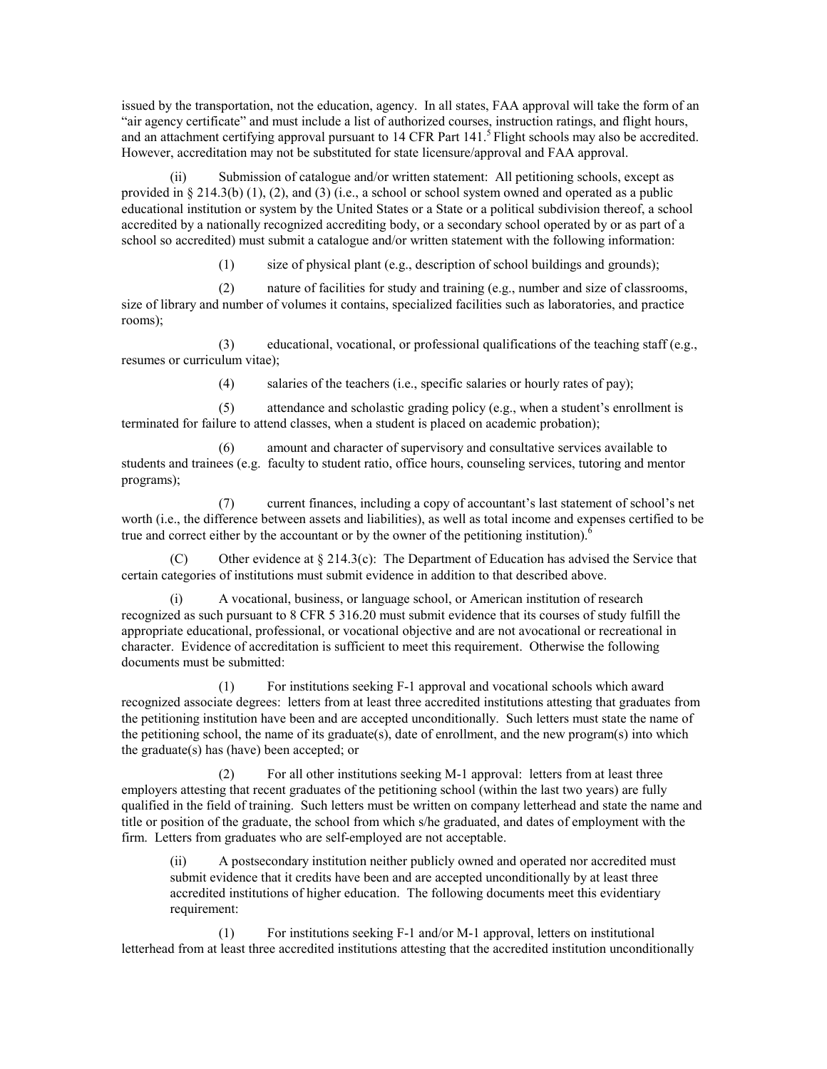issued by the transportation, not the education, agency. In all states, FAA approval will take the form of an "air agency certificate" and must include a list of authorized courses, instruction ratings, and flight hours, and an attachment certifying approval pursuant to 14 CFR Part 141.[5] Flight schools may also be accredited. However, accreditation may not be substituted for state licensure/approval and FAA approval.

(ii) Submission of catalogue and/or written statement: All petitioning schools, except as provided in § 214.3(b) (1), (2), and (3) (i.e., a school or school system owned and operated as a public educational institution or system by the United States or a State or a political subdivision thereof, a school accredited by a nationally recognized accrediting body, or a secondary school operated by or as part of a school so accredited) must submit a catalogue and/or written statement with the following information:

(1) size of physical plant (e.g., description of school buildings and grounds);

(2) nature of facilities for study and training (e.g., number and size of classrooms, size of library and number of volumes it contains, specialized facilities such as laboratories, and practice rooms);

(3) educational, vocational, or professional qualifications of the teaching staff (e.g., resumes or curriculum vitae);

(4) salaries of the teachers (i.e., specific salaries or hourly rates of pay);

(5) attendance and scholastic grading policy (e.g., when a student's enrollment is terminated for failure to attend classes, when a student is placed on academic probation);

(6) amount and character of supervisory and consultative services available to students and trainees (e.g. faculty to student ratio, office hours, counseling services, tutoring and mentor programs);

(7) current finances, including a copy of accountant's last statement of school's net worth (i.e., the difference between assets and liabilities), as well as total income and expenses certified to be true and correct either by the accountant or by the owner of the petitioning institution).[6]

(C) Other evidence at § 214.3(c): The Department of Education has advised the Service that certain categories of institutions must submit evidence in addition to that described above.

(i) A vocational, business, or language school, or American institution of research recognized as such pursuant to 8 CFR 5 316.20 must submit evidence that its courses of study fulfill the appropriate educational, professional, or vocational objective and are not avocational or recreational in character. Evidence of accreditation is sufficient to meet this requirement. Otherwise the following documents must be submitted:

(1) For institutions seeking F-1 approval and vocational schools which award recognized associate degrees: letters from at least three accredited institutions attesting that graduates from the petitioning institution have been and are accepted unconditionally. Such letters must state the name of the petitioning school, the name of its graduate(s), date of enrollment, and the new program(s) into which the graduate(s) has (have) been accepted; or

(2) For all other institutions seeking M-1 approval: letters from at least three employers attesting that recent graduates of the petitioning school (within the last two years) are fully qualified in the field of training. Such letters must be written on company letterhead and state the name and title or position of the graduate, the school from which s/he graduated, and dates of employment with the firm. Letters from graduates who are self-employed are not acceptable.

(ii) A postsecondary institution neither publicly owned and operated nor accredited must submit evidence that it credits have been and are accepted unconditionally by at least three accredited institutions of higher education. The following documents meet this evidentiary requirement:

(1) For institutions seeking F-1 and/or M-1 approval, letters on institutional letterhead from at least three accredited institutions attesting that the accredited institution unconditionally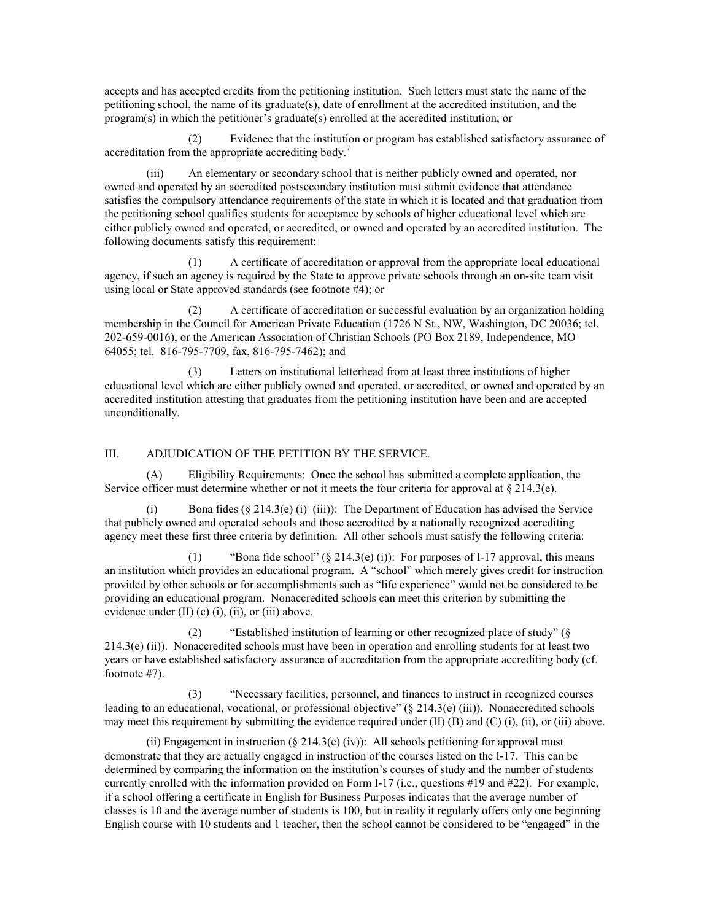accepts and has accepted credits from the petitioning institution. Such letters must state the name of the petitioning school, the name of its graduate(s), date of enrollment at the accredited institution, and the program(s) in which the petitioner's graduate(s) enrolled at the accredited institution; or

(2) Evidence that the institution or program has established satisfactory assurance of accreditation from the appropriate accrediting body.[7]

(iii) An elementary or secondary school that is neither publicly owned and operated, nor owned and operated by an accredited postsecondary institution must submit evidence that attendance satisfies the compulsory attendance requirements of the state in which it is located and that graduation from the petitioning school qualifies students for acceptance by schools of higher educational level which are either publicly owned and operated, or accredited, or owned and operated by an accredited institution. The following documents satisfy this requirement:

(1) A certificate of accreditation or approval from the appropriate local educational agency, if such an agency is required by the State to approve private schools through an on-site team visit using local or State approved standards (see footnote #4); or

(2) A certificate of accreditation or successful evaluation by an organization holding membership in the Council for American Private Education (1726 N St., NW, Washington, DC 20036; tel. 202-659-0016), or the American Association of Christian Schools (PO Box 2189, Independence, MO 64055; tel. 816-795-7709, fax, 816-795-7462); and

(3) Letters on institutional letterhead from at least three institutions of higher educational level which are either publicly owned and operated, or accredited, or owned and operated by an accredited institution attesting that graduates from the petitioning institution have been and are accepted unconditionally.

## III. ADJUDICATION OF THE PETITION BY THE SERVICE.

(A) Eligibility Requirements: Once the school has submitted a complete application, the Service officer must determine whether or not it meets the four criteria for approval at § 214.3(e).

(i) Bona fides (§ 214.3(e) (i)–(iii)): The Department of Education has advised the Service that publicly owned and operated schools and those accredited by a nationally recognized accrediting agency meet these first three criteria by definition. All other schools must satisfy the following criteria:

(1) "Bona fide school" (§ 214.3(e) (i)): For purposes of I-17 approval, this means an institution which provides an educational program. A "school" which merely gives credit for instruction provided by other schools or for accomplishments such as "life experience" would not be considered to be providing an educational program. Nonaccredited schools can meet this criterion by submitting the evidence under (II) (c) (i), (ii), or (iii) above.

(2) "Established institution of learning or other recognized place of study" (§ 214.3(e) (ii)). Nonaccredited schools must have been in operation and enrolling students for at least two years or have established satisfactory assurance of accreditation from the appropriate accrediting body (cf. footnote #7).

(3) "Necessary facilities, personnel, and finances to instruct in recognized courses leading to an educational, vocational, or professional objective" (§ 214.3(e) (iii)). Nonaccredited schools may meet this requirement by submitting the evidence required under (II) (B) and (C) (i), (ii), or (iii) above.

(ii) Engagement in instruction (§ 214.3(e) (iv)): All schools petitioning for approval must demonstrate that they are actually engaged in instruction of the courses listed on the I-17. This can be determined by comparing the information on the institution's courses of study and the number of students currently enrolled with the information provided on Form I-17 (i.e., questions #19 and #22). For example, if a school offering a certificate in English for Business Purposes indicates that the average number of classes is 10 and the average number of students is 100, but in reality it regularly offers only one beginning English course with 10 students and 1 teacher, then the school cannot be considered to be "engaged" in the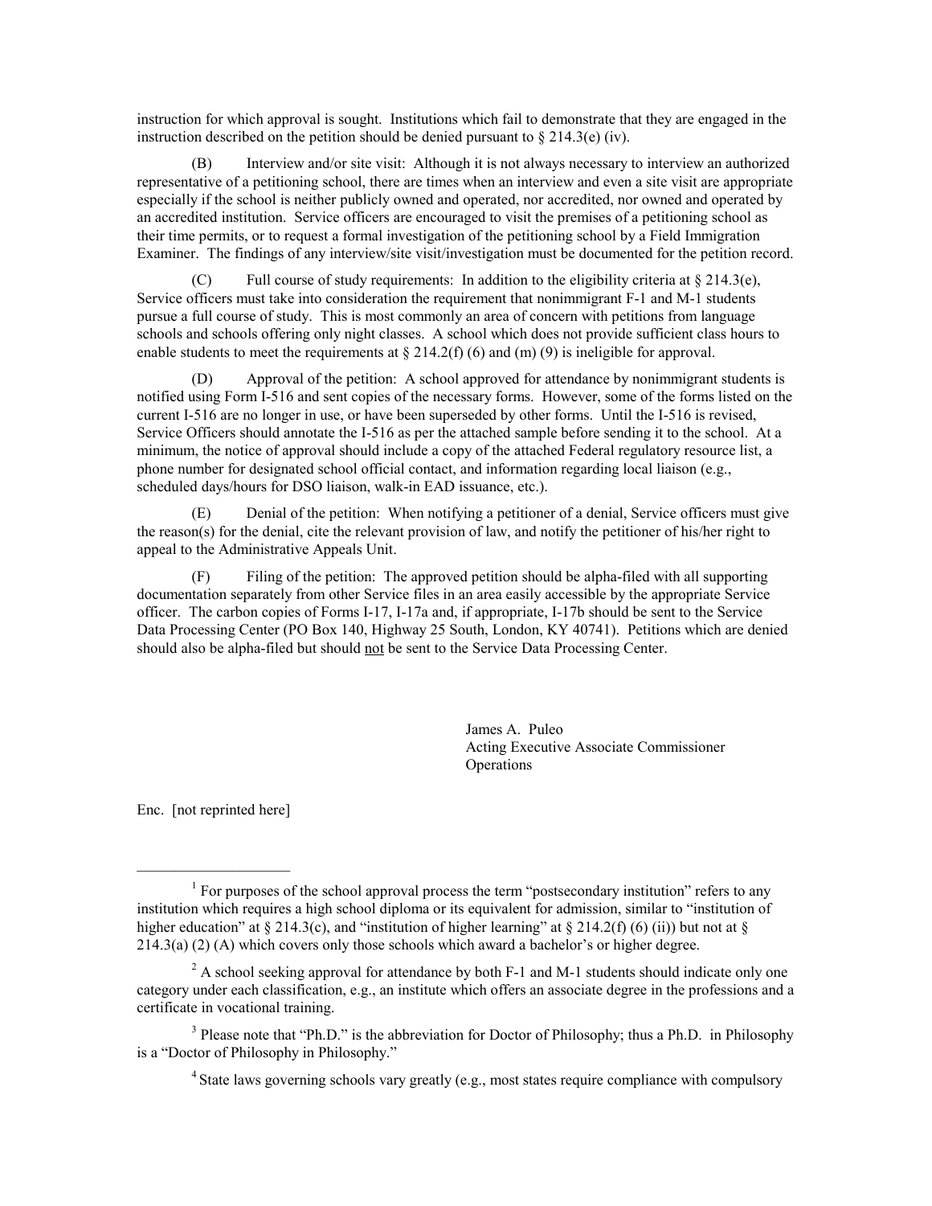instruction for which approval is sought. Institutions which fail to demonstrate that they are engaged in the instruction described on the petition should be denied pursuant to § 214.3(e) (iv).

(B) Interview and/or site visit: Although it is not always necessary to interview an authorized representative of a petitioning school, there are times when an interview and even a site visit are appropriate especially if the school is neither publicly owned and operated, nor accredited, nor owned and operated by an accredited institution. Service officers are encouraged to visit the premises of a petitioning school as their time permits, or to request a formal investigation of the petitioning school by a Field Immigration Examiner. The findings of any interview/site visit/investigation must be documented for the petition record.

(C) Full course of study requirements: In addition to the eligibility criteria at § 214.3(e), Service officers must take into consideration the requirement that nonimmigrant F-1 and M-1 students pursue a full course of study. This is most commonly an area of concern with petitions from language schools and schools offering only night classes. A school which does not provide sufficient class hours to enable students to meet the requirements at § 214.2(f) (6) and (m) (9) is ineligible for approval.

(D) Approval of the petition: A school approved for attendance by nonimmigrant students is notified using Form I-516 and sent copies of the necessary forms. However, some of the forms listed on the current I-516 are no longer in use, or have been superseded by other forms. Until the I-516 is revised, Service Officers should annotate the I-516 as per the attached sample before sending it to the school. At a minimum, the notice of approval should include a copy of the attached Federal regulatory resource list, a phone number for designated school official contact, and information regarding local liaison (e.g., scheduled days/hours for DSO liaison, walk-in EAD issuance, etc.).

(E) Denial of the petition: When notifying a petitioner of a denial, Service officers must give the reason(s) for the denial, cite the relevant provision of law, and notify the petitioner of his/her right to appeal to the Administrative Appeals Unit.

(F) Filing of the petition: The approved petition should be alpha-filed with all supporting documentation separately from other Service files in an area easily accessible by the appropriate Service officer. The carbon copies of Forms I-17, I-17a and, if appropriate, I-17b should be sent to the Service Data Processing Center (PO Box 140, Highway 25 South, London, KY 40741). Petitions which are denied should also be alpha-filed but should not be sent to the Service Data Processing Center.

James A. Puleo
Acting Executive Associate Commissioner
Operations

Enc. [not reprinted here]

---

[1] For purposes of the school approval process the term "postsecondary institution" refers to any institution which requires a high school diploma or its equivalent for admission, similar to "institution of higher education" at § 214.3(c), and "institution of higher learning" at § 214.2(f) (6) (ii)) but not at § 214.3(a) (2) (A) which covers only those schools which award a bachelor's or higher degree.

[2] A school seeking approval for attendance by both F-1 and M-1 students should indicate only one category under each classification, e.g., an institute which offers an associate degree in the professions and a certificate in vocational training.

[3] Please note that "Ph.D." is the abbreviation for Doctor of Philosophy; thus a Ph.D. in Philosophy is a "Doctor of Philosophy in Philosophy."

[4] State laws governing schools vary greatly (e.g., most states require compliance with compulsory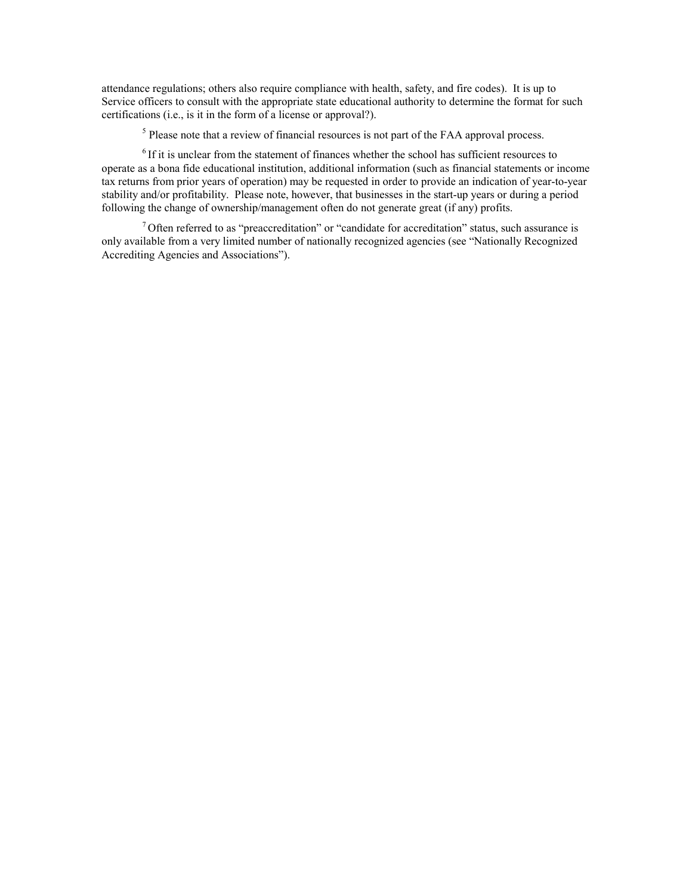attendance regulations; others also require compliance with health, safety, and fire codes). It is up to Service officers to consult with the appropriate state educational authority to determine the format for such certifications (i.e., is it in the form of a license or approval?).

[5] Please note that a review of financial resources is not part of the FAA approval process.

[6] If it is unclear from the statement of finances whether the school has sufficient resources to operate as a bona fide educational institution, additional information (such as financial statements or income tax returns from prior years of operation) may be requested in order to provide an indication of year-to-year stability and/or profitability. Please note, however, that businesses in the start-up years or during a period following the change of ownership/management often do not generate great (if any) profits.

[7] Often referred to as "preaccreditation" or "candidate for accreditation" status, such assurance is only available from a very limited number of nationally recognized agencies (see "Nationally Recognized Accrediting Agencies and Associations").